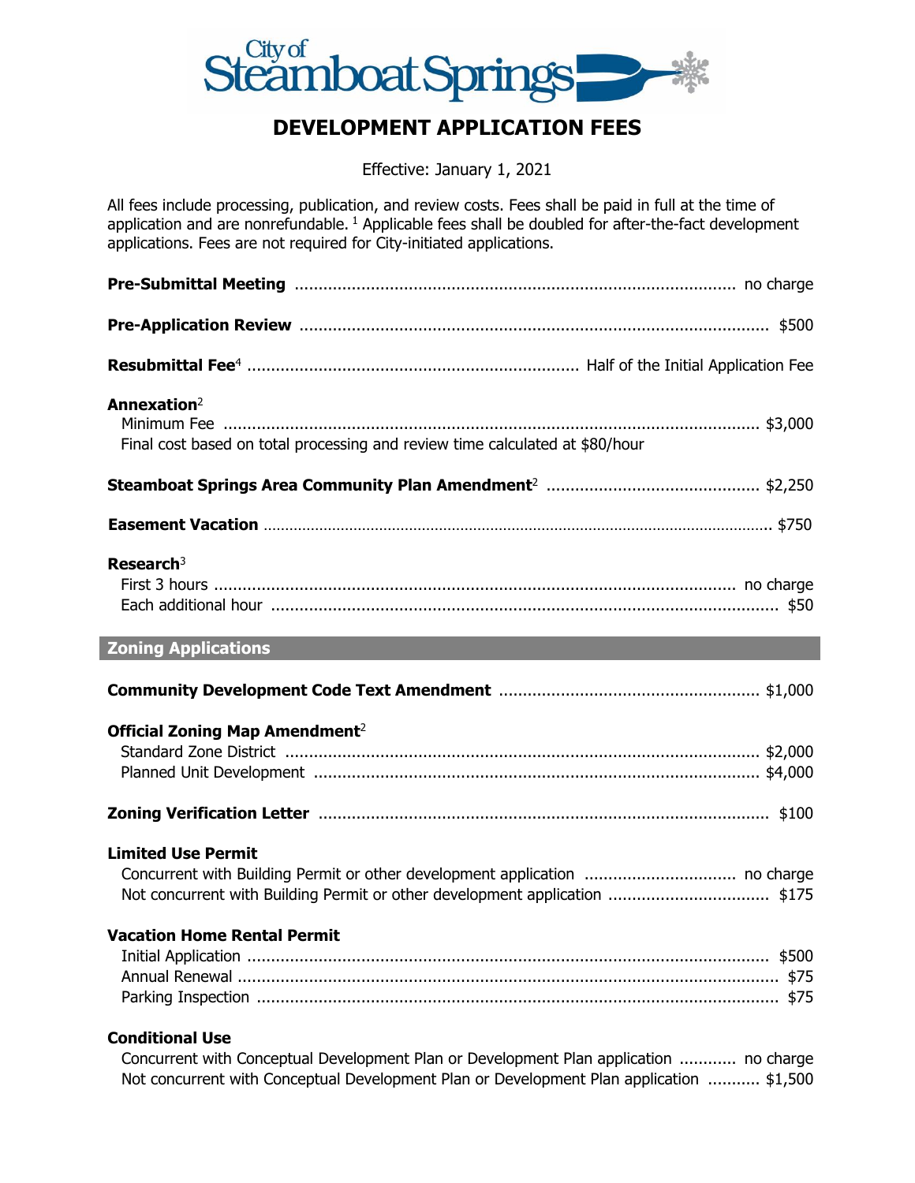City of Steamboat Springs

# DEVELOPMENT APPLICATION FEES

Effective: January 1, 2021

All fees include processing, publication, and review costs. Fees shall be paid in full at the time of application and are nonrefundable. [1] Applicable fees shall be doubled for after-the-fact development applications. Fees are not required for City-initiated applications.

**Pre-Submittal Meeting** .................................................... no charge

**Pre-Application Review** .................................................... $500

**Resubmittal Fee**[4] .................................................... Half of the Initial Application Fee

**Annexation**[2]
- Minimum Fee .................................................... $3,000
- Final cost based on total processing and review time calculated at $80/hour

**Steamboat Springs Area Community Plan Amendment**[2] .................................................... $2,250

**Easement Vacation** .................................................... $750

**Research**[3]
- First 3 hours .................................................... no charge
- Each additional hour .................................................... $50

## Zoning Applications

**Community Development Code Text Amendment** .................................................... $1,000

**Official Zoning Map Amendment**[2]
- Standard Zone District .................................................... $2,000
- Planned Unit Development .................................................... $4,000

**Zoning Verification Letter** .................................................... $100

**Limited Use Permit**
- Concurrent with Building Permit or other development application .................................................... no charge
- Not concurrent with Building Permit or other development application .................................................... $175

**Vacation Home Rental Permit**
- Initial Application .................................................... $500
- Annual Renewal .................................................... $75
- Parking Inspection .................................................... $75

**Conditional Use**
- Concurrent with Conceptual Development Plan or Development Plan application ............ no charge
- Not concurrent with Conceptual Development Plan or Development Plan application ........... $1,500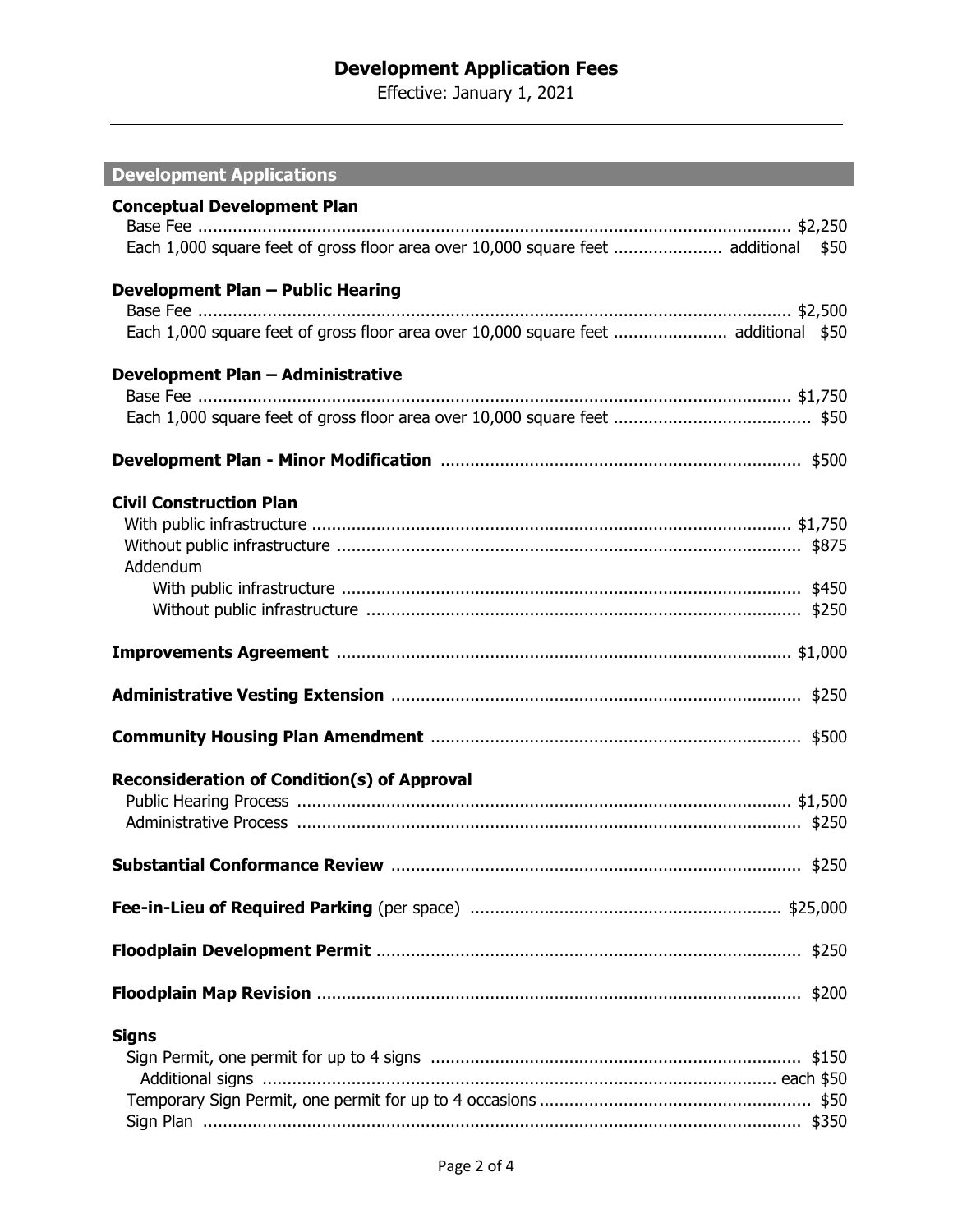# Development Application Fees

Effective: January 1, 2021

## Development Applications

**Conceptual Development Plan**

Base Fee ........ $2,250
Each 1,000 square feet of gross floor area over 10,000 square feet ........ additional $50

**Development Plan – Public Hearing**

Base Fee ........ $2,500
Each 1,000 square feet of gross floor area over 10,000 square feet ........ additional $50

**Development Plan – Administrative**

Base Fee ........ $1,750
Each 1,000 square feet of gross floor area over 10,000 square feet ........ $50

**Development Plan - Minor Modification** ........ $500

**Civil Construction Plan**

With public infrastructure ........ $1,750
Without public infrastructure ........ $875
Addendum
- With public infrastructure ........ $450
- Without public infrastructure ........ $250

**Improvements Agreement** ........ $1,000

**Administrative Vesting Extension** ........ $250

**Community Housing Plan Amendment** ........ $500

**Reconsideration of Condition(s) of Approval**

Public Hearing Process ........ $1,500
Administrative Process ........ $250

**Substantial Conformance Review** ........ $250

**Fee-in-Lieu of Required Parking** (per space) ........ $25,000

**Floodplain Development Permit** ........ $250

**Floodplain Map Revision** ........ $200

**Signs**

Sign Permit, one permit for up to 4 signs ........ $150
- Additional signs ........ each $50

Temporary Sign Permit, one permit for up to 4 occasions ........ $50
Sign Plan ........ $350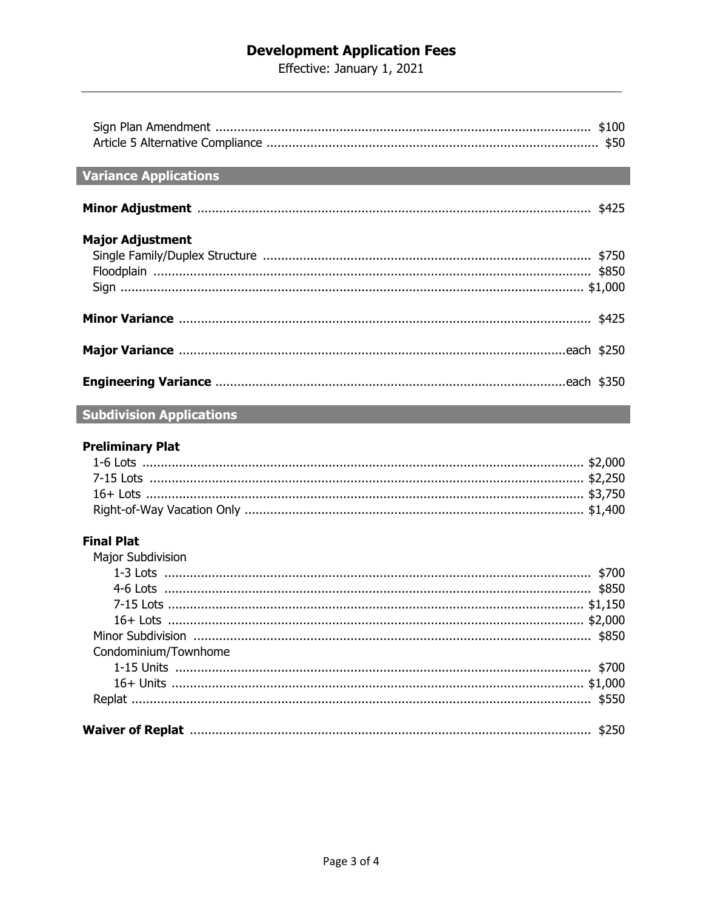# Development Application Fees

Effective: January 1, 2021

Sign Plan Amendment ........................................ $100
Article 5 Alternative Compliance ........................................ $50

## Variance Applications

**Minor Adjustment** ........................................ $425

**Major Adjustment**

Single Family/Duplex Structure ........................................ $750
Floodplain ........................................ $850
Sign ........................................ $1,000

**Minor Variance** ........................................ $425

**Major Variance** ........................................each $250

**Engineering Variance** ........................................each $350

## Subdivision Applications

**Preliminary Plat**

1-6 Lots ........................................ $2,000
7-15 Lots ........................................ $2,250
16+ Lots ........................................ $3,750
Right-of-Way Vacation Only ........................................ $1,400

**Final Plat**

Major Subdivision

- 1-3 Lots ........................................ $700
- 4-6 Lots ........................................ $850
- 7-15 Lots ........................................ $1,150
- 16+ Lots ........................................ $2,000

Minor Subdivision ........................................ $850

Condominium/Townhome

- 1-15 Units ........................................ $700
- 16+ Units ........................................ $1,000

Replat ........................................ $550

**Waiver of Replat** ........................................ $250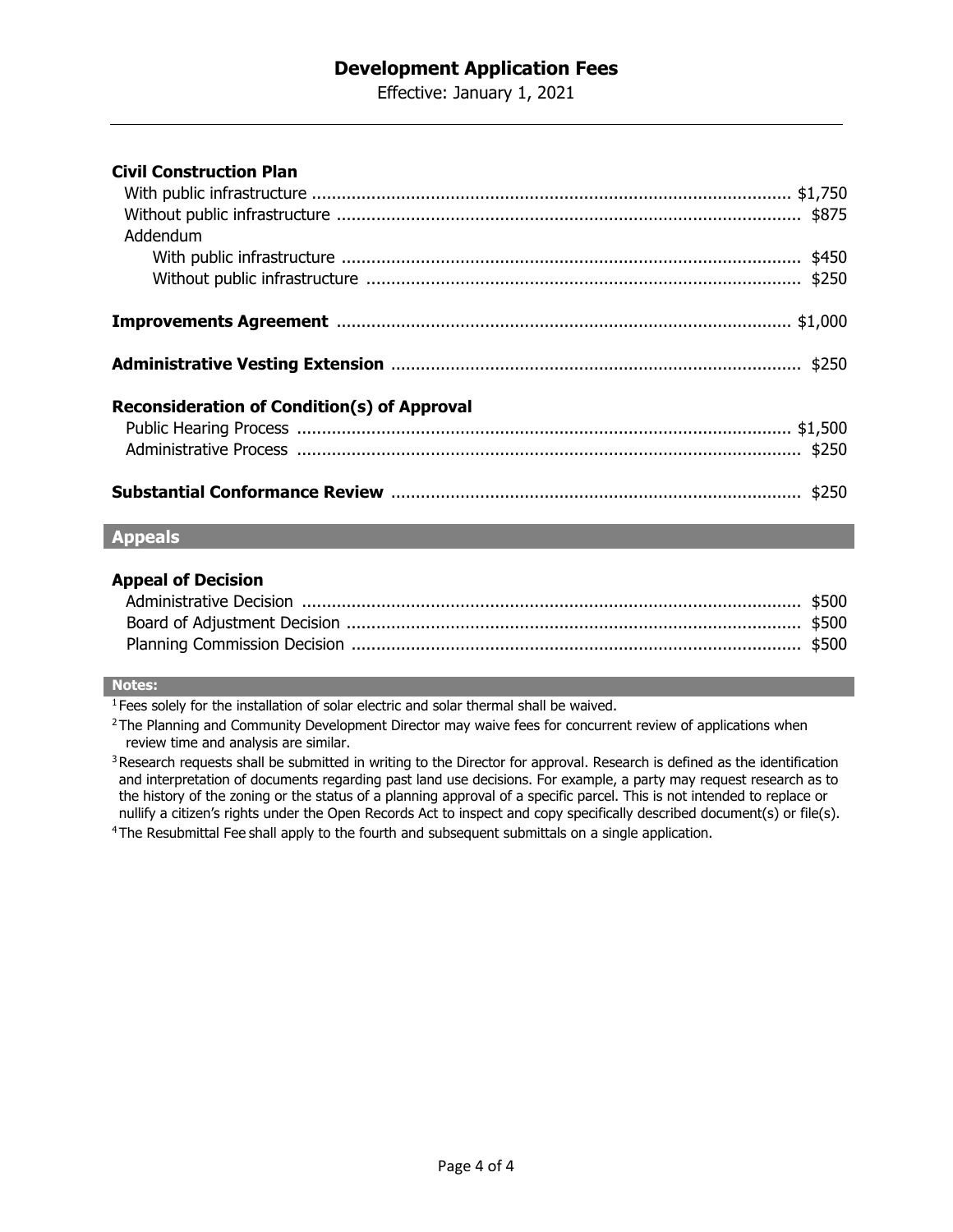# Development Application Fees

Effective: January 1, 2021

### Civil Construction Plan

| | |
|---|---|
| With public infrastructure | $1,750 |
| Without public infrastructure | $875 |
| Addendum | |
| With public infrastructure | $450 |
| Without public infrastructure | $250 |

**Improvements Agreement** .......... $1,000

**Administrative Vesting Extension** .......... $250

### Reconsideration of Condition(s) of Approval

| | |
|---|---|
| Public Hearing Process | $1,500 |
| Administrative Process | $250 |

**Substantial Conformance Review** .......... $250

## Appeals

### Appeal of Decision

| | |
|---|---|
| Administrative Decision | $500 |
| Board of Adjustment Decision | $500 |
| Planning Commission Decision | $500 |

**Notes:**

[1] Fees solely for the installation of solar electric and solar thermal shall be waived.

[2] The Planning and Community Development Director may waive fees for concurrent review of applications when review time and analysis are similar.

[3] Research requests shall be submitted in writing to the Director for approval. Research is defined as the identification and interpretation of documents regarding past land use decisions. For example, a party may request research as to the history of the zoning or the status of a planning approval of a specific parcel. This is not intended to replace or nullify a citizen's rights under the Open Records Act to inspect and copy specifically described document(s) or file(s).

[4] The Resubmittal Fee shall apply to the fourth and subsequent submittals on a single application.